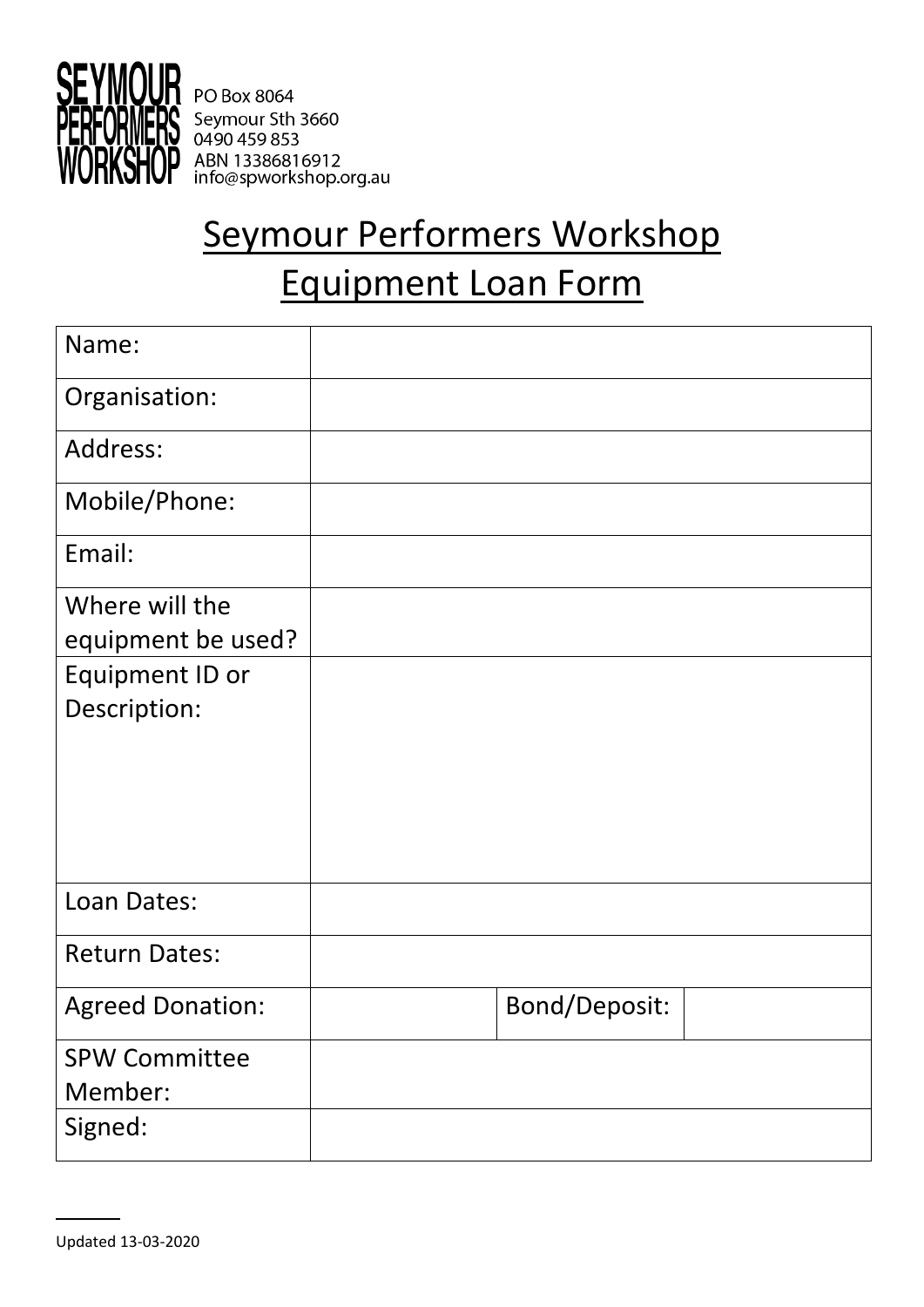SEYMOUR PERFORMERS WORKSHOP

PO Box 8064
Seymour Sth 3660
0490 459 853
ABN 13386816912
info@spworkshop.org.au

# Seymour Performers Workshop
# Equipment Loan Form

| Name: | | | |
|---|---|---|---|
| Organisation: | | | |
| Address: | | | |
| Mobile/Phone: | | | |
| Email: | | | |
| Where will the equipment be used? | | | |
| Equipment ID or Description: | | | |
| Loan Dates: | | | |
| Return Dates: | | | |
| Agreed Donation: | | Bond/Deposit: | |
| SPW Committee Member: | | | |
| Signed: | | | |

Updated 13-03-2020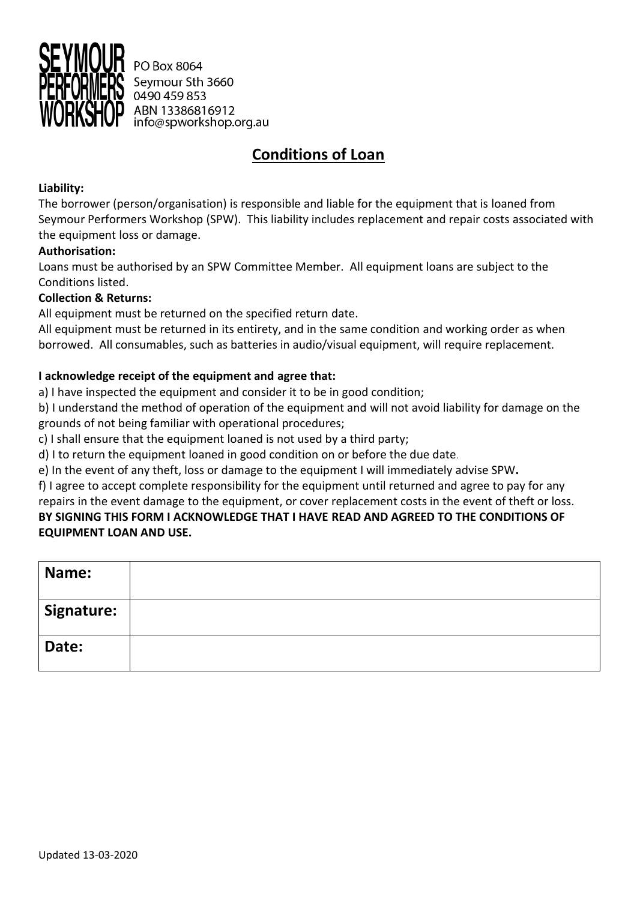**SEYMOUR PERFORMERS WORKSHOP**

PO Box 8064
Seymour Sth 3660
0490 459 853
ABN 13386816912
info@spworkshop.org.au

# Conditions of Loan

**Liability:**
The borrower (person/organisation) is responsible and liable for the equipment that is loaned from Seymour Performers Workshop (SPW). This liability includes replacement and repair costs associated with the equipment loss or damage.

**Authorisation:**
Loans must be authorised by an SPW Committee Member. All equipment loans are subject to the Conditions listed.

**Collection & Returns:**
All equipment must be returned on the specified return date.
All equipment must be returned in its entirety, and in the same condition and working order as when borrowed. All consumables, such as batteries in audio/visual equipment, will require replacement.

**I acknowledge receipt of the equipment and agree that:**

a) I have inspected the equipment and consider it to be in good condition;
b) I understand the method of operation of the equipment and will not avoid liability for damage on the grounds of not being familiar with operational procedures;
c) I shall ensure that the equipment loaned is not used by a third party;
d) I to return the equipment loaned in good condition on or before the due date.
e) In the event of any theft, loss or damage to the equipment I will immediately advise SPW.
f) I agree to accept complete responsibility for the equipment until returned and agree to pay for any repairs in the event damage to the equipment, or cover replacement costs in the event of theft or loss.

**BY SIGNING THIS FORM I ACKNOWLEDGE THAT I HAVE READ AND AGREED TO THE CONDITIONS OF EQUIPMENT LOAN AND USE.**

| | |
|---|---|
| **Name:** | |
| **Signature:** | |
| **Date:** | |

Updated 13-03-2020